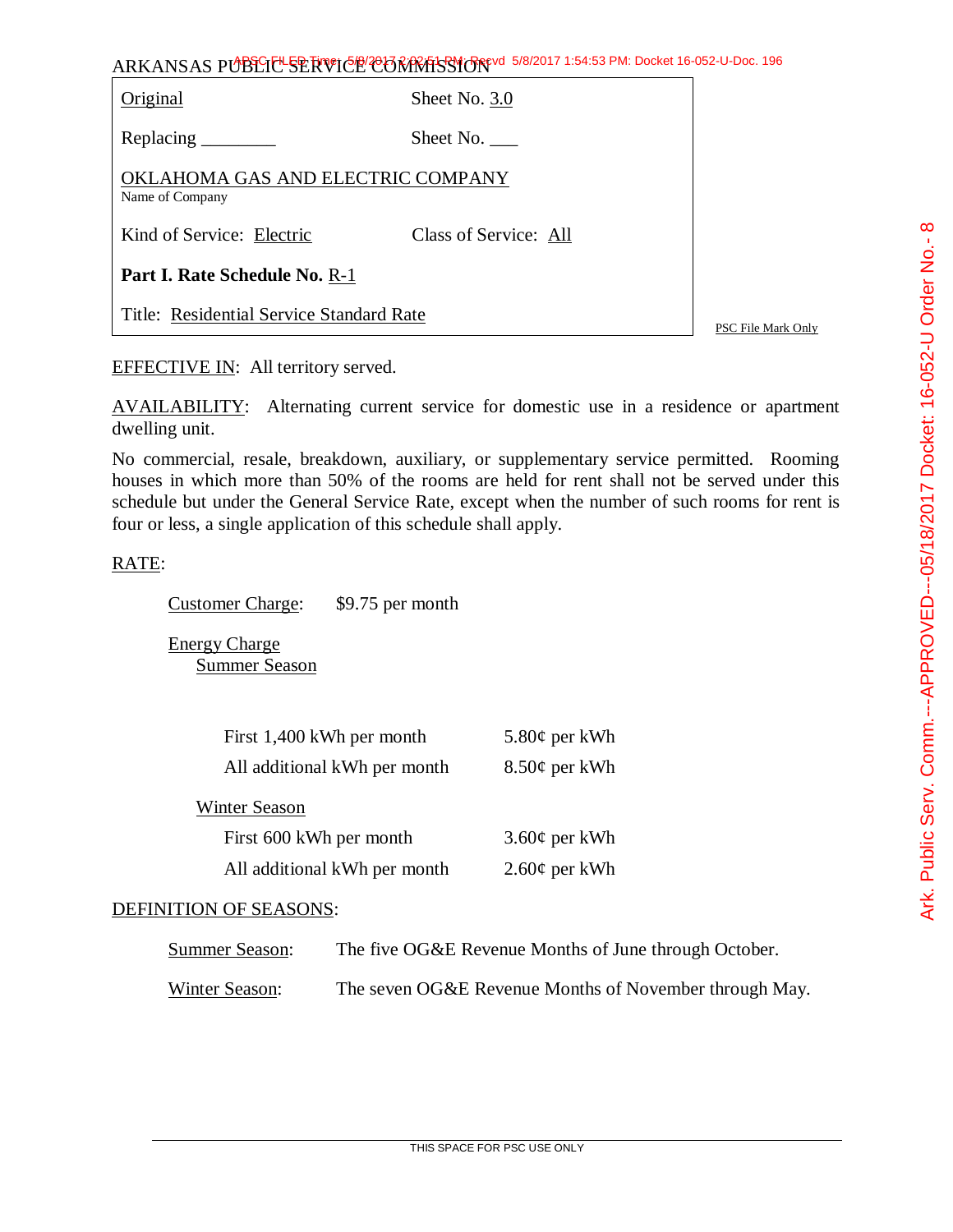ARKANSAS PUBLIC SERVICE COMMISSION

| | |
|---|---|
| Original | Sheet No. 3.0 |
| Replacing ________ | Sheet No. ___ |
| OKLAHOMA GAS AND ELECTRIC COMPANY<br>Name of Company | |
| Kind of Service: Electric | Class of Service: All |
| **Part I. Rate Schedule No.** R-1 | |
| Title: Residential Service Standard Rate | |

PSC File Mark Only

EFFECTIVE IN: All territory served.

AVAILABILITY: Alternating current service for domestic use in a residence or apartment dwelling unit.

No commercial, resale, breakdown, auxiliary, or supplementary service permitted. Rooming houses in which more than 50% of the rooms are held for rent shall not be served under this schedule but under the General Service Rate, except when the number of such rooms for rent is four or less, a single application of this schedule shall apply.

RATE:

Customer Charge: $9.75 per month

Energy Charge

Summer Season

| | |
|---|---|
| First 1,400 kWh per month | 5.80¢ per kWh |
| All additional kWh per month | 8.50¢ per kWh |

Winter Season

| | |
|---|---|
| First 600 kWh per month | 3.60¢ per kWh |
| All additional kWh per month | 2.60¢ per kWh |

DEFINITION OF SEASONS:

Summer Season: The five OG&E Revenue Months of June through October.

Winter Season: The seven OG&E Revenue Months of November through May.

THIS SPACE FOR PSC USE ONLY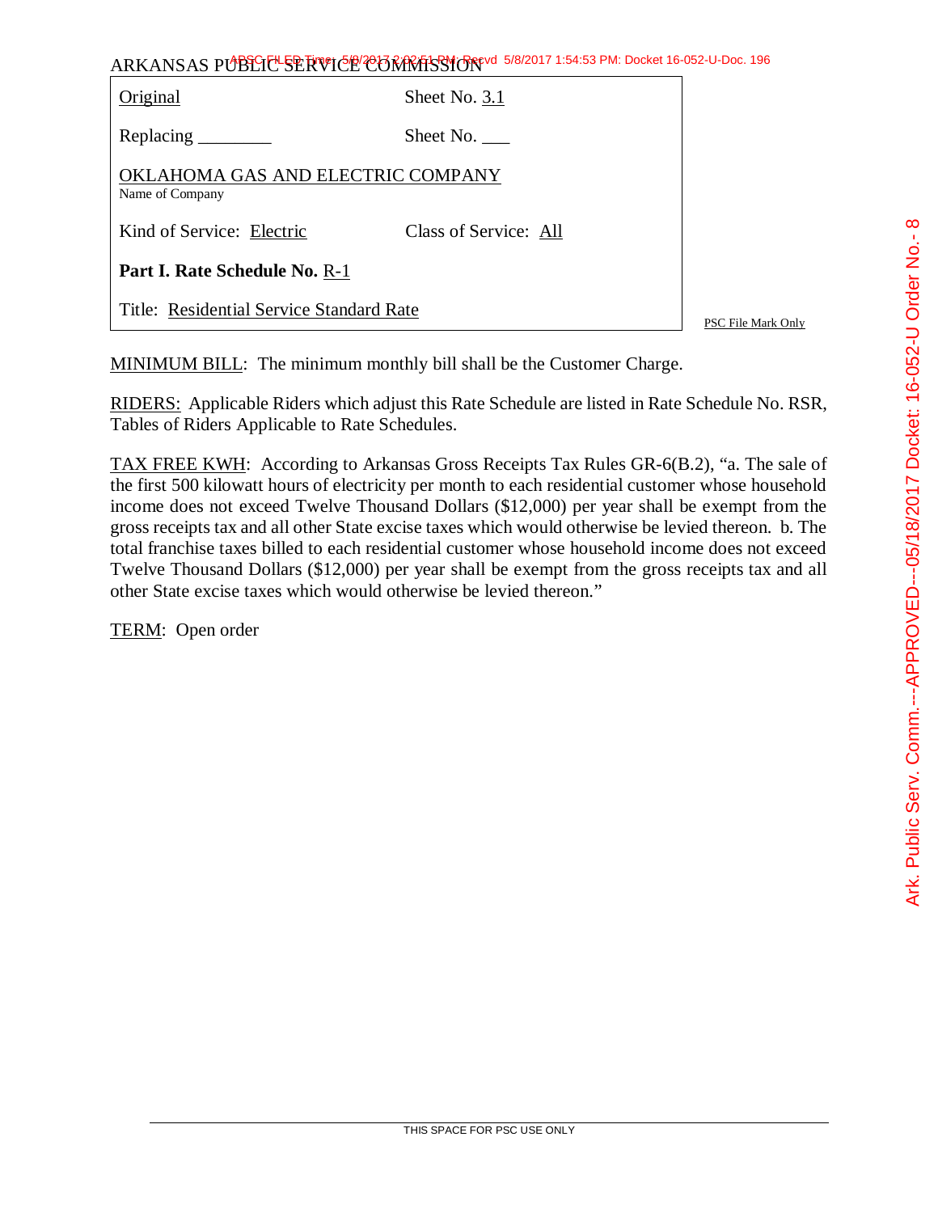ARKANSAS PUBLIC SERVICE COMMISSION

| | |
|---|---|
| Original | Sheet No. 3.1 |
| Replacing ________ | Sheet No. ___ |
| OKLAHOMA GAS AND ELECTRIC COMPANY<br>Name of Company | |
| Kind of Service: Electric | Class of Service: All |
| **Part I. Rate Schedule No.** R-1 | |
| Title: Residential Service Standard Rate | |

PSC File Mark Only

MINIMUM BILL: The minimum monthly bill shall be the Customer Charge.

RIDERS: Applicable Riders which adjust this Rate Schedule are listed in Rate Schedule No. RSR, Tables of Riders Applicable to Rate Schedules.

TAX FREE KWH: According to Arkansas Gross Receipts Tax Rules GR-6(B.2), "a. The sale of the first 500 kilowatt hours of electricity per month to each residential customer whose household income does not exceed Twelve Thousand Dollars ($12,000) per year shall be exempt from the gross receipts tax and all other State excise taxes which would otherwise be levied thereon. b. The total franchise taxes billed to each residential customer whose household income does not exceed Twelve Thousand Dollars ($12,000) per year shall be exempt from the gross receipts tax and all other State excise taxes which would otherwise be levied thereon."

TERM: Open order

THIS SPACE FOR PSC USE ONLY